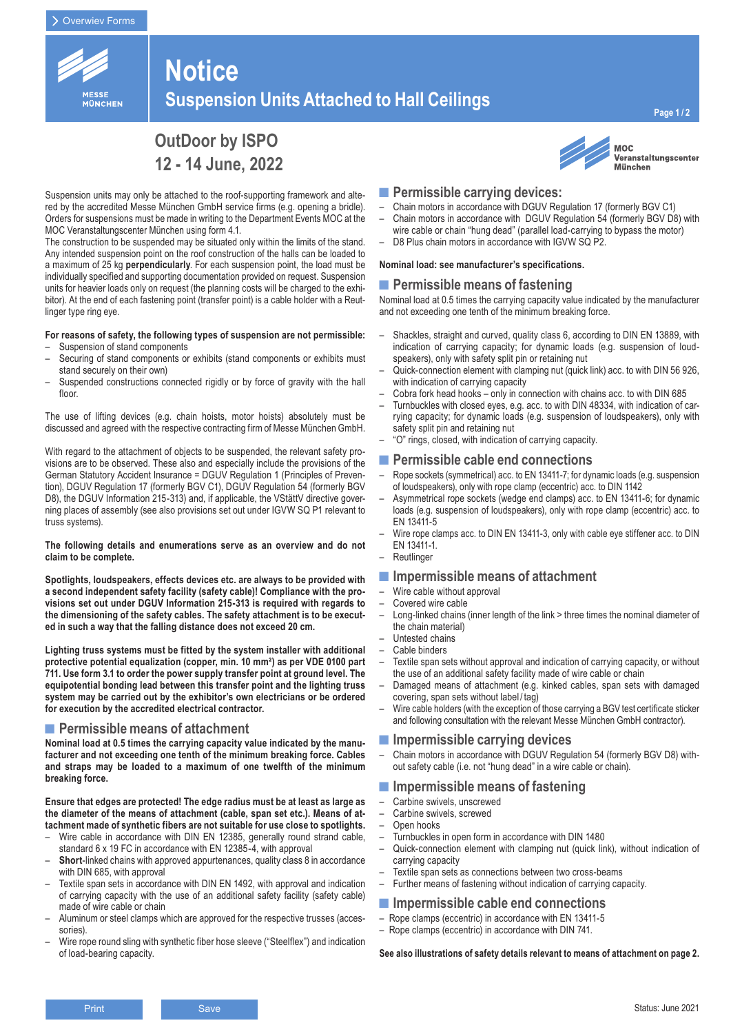# Notice

## Suspension Units Attached to Hall Ceilings

## OutDoor by ISPO
## 12 - 14 June, 2022

Suspension units may only be attached to the roof-supporting framework and altered by the accredited Messe München GmbH service firms (e.g. opening a bridle). Orders for suspensions must be made in writing to the Department Events MOC at the MOC Veranstaltungscenter München using form 4.1.
The construction to be suspended may be situated only within the limits of the stand. Any intended suspension point on the roof construction of the halls can be loaded to a maximum of 25 kg **perpendicularly**. For each suspension point, the load must be individually specified and supporting documentation provided on request. Suspension units for heavier loads only on request (the planning costs will be charged to the exhibitor). At the end of each fastening point (transfer point) is a cable holder with a Reutlinger type ring eye.

**For reasons of safety, the following types of suspension are not permissible:**
- Suspension of stand components
- Securing of stand components or exhibits (stand components or exhibits must stand securely on their own)
- Suspended constructions connected rigidly or by force of gravity with the hall floor.

The use of lifting devices (e.g. chain hoists, motor hoists) absolutely must be discussed and agreed with the respective contracting firm of Messe München GmbH.

With regard to the attachment of objects to be suspended, the relevant safety provisions are to be observed. These also and especially include the provisions of the German Statutory Accident Insurance = DGUV Regulation 1 (Principles of Prevention), DGUV Regulation 17 (formerly BGV C1), DGUV Regulation 54 (formerly BGV D8), the DGUV Information 215-313) and, if applicable, the VStättV directive governing places of assembly (see also provisions set out under IGVW SQ P1 relevant to truss systems).

**The following details and enumerations serve as an overview and do not claim to be complete.**

**Spotlights, loudspeakers, effects devices etc. are always to be provided with a second independent safety facility (safety cable)! Compliance with the provisions set out under DGUV Information 215-313 is required with regards to the dimensioning of the safety cables. The safety attachment is to be executed in such a way that the falling distance does not exceed 20 cm.**

**Lighting truss systems must be fitted by the system installer with additional protective potential equalization (copper, min. 10 mm²) as per VDE 0100 part 711. Use form 3.1 to order the power supply transfer point at ground level. The equipotential bonding lead between this transfer point and the lighting truss system may be carried out by the exhibitor's own electricians or be ordered for execution by the accredited electrical contractor.**

### Permissible means of attachment

**Nominal load at 0.5 times the carrying capacity value indicated by the manufacturer and not exceeding one tenth of the minimum breaking force. Cables and straps may be loaded to a maximum of one twelfth of the minimum breaking force.**

**Ensure that edges are protected! The edge radius must be at least as large as the diameter of the means of attachment (cable, span set etc.). Means of attachment made of synthetic fibers are not suitable for use close to spotlights.**
- Wire cable in accordance with DIN EN 12385, generally round strand cable, standard 6 x 19 FC in accordance with EN 12385-4, with approval
- **Short**-linked chains with approved appurtenances, quality class 8 in accordance with DIN 685, with approval
- Textile span sets in accordance with DIN EN 1492, with approval and indication of carrying capacity with the use of an additional safety facility (safety cable) made of wire cable or chain
- Aluminum or steel clamps which are approved for the respective trusses (accessories).
- Wire rope round sling with synthetic fiber hose sleeve ("Steelflex") and indication of load-bearing capacity.

### Permissible carrying devices:
- Chain motors in accordance with DGUV Regulation 17 (formerly BGV C1)
- Chain motors in accordance with DGUV Regulation 54 (formerly BGV D8) with wire cable or chain "hung dead" (parallel load-carrying to bypass the motor)
- D8 Plus chain motors in accordance with IGVW SQ P2.

**Nominal load: see manufacturer's specifications.**

### Permissible means of fastening

Nominal load at 0.5 times the carrying capacity value indicated by the manufacturer and not exceeding one tenth of the minimum breaking force.

- Shackles, straight and curved, quality class 6, according to DIN EN 13889, with indication of carrying capacity; for dynamic loads (e.g. suspension of loudspeakers), only with safety split pin or retaining nut
- Quick-connection element with clamping nut (quick link) acc. to with DIN 56 926, with indication of carrying capacity
- Cobra fork head hooks – only in connection with chains acc. to with DIN 685
- Turnbuckles with closed eyes, e.g. acc. to with DIN 48334, with indication of carrying capacity; for dynamic loads (e.g. suspension of loudspeakers), only with safety split pin and retaining nut
- "O" rings, closed, with indication of carrying capacity.

### Permissible cable end connections
- Rope sockets (symmetrical) acc. to EN 13411-7; for dynamic loads (e.g. suspension of loudspeakers), only with rope clamp (eccentric) acc. to DIN 1142
- Asymmetrical rope sockets (wedge end clamps) acc. to EN 13411-6; for dynamic loads (e.g. suspension of loudspeakers), only with rope clamp (eccentric) acc. to EN 13411-5
- Wire rope clamps acc. to DIN EN 13411-3, only with cable eye stiffener acc. to DIN EN 13411-1.
- Reutlinger

### Impermissible means of attachment
- Wire cable without approval
- Covered wire cable
- Long-linked chains (inner length of the link > three times the nominal diameter of the chain material)
- Untested chains
- Cable binders
- Textile span sets without approval and indication of carrying capacity, or without the use of an additional safety facility made of wire cable or chain
- Damaged means of attachment (e.g. kinked cables, span sets with damaged covering, span sets without label / tag)
- Wire cable holders (with the exception of those carrying a BGV test certificate sticker and following consultation with the relevant Messe München GmbH contractor).

### Impermissible carrying devices
- Chain motors in accordance with DGUV Regulation 54 (formerly BGV D8) without safety cable (i.e. not "hung dead" in a wire cable or chain).

### Impermissible means of fastening
- Carbine swivels, unscrewed
- Carbine swivels, screwed
- Open hooks
- Turnbuckles in open form in accordance with DIN 1480
- Quick-connection element with clamping nut (quick link), without indication of carrying capacity
- Textile span sets as connections between two cross-beams
- Further means of fastening without indication of carrying capacity.

### Impermissible cable end connections
- Rope clamps (eccentric) in accordance with EN 13411-5
- Rope clamps (eccentric) in accordance with DIN 741.

**See also illustrations of safety details relevant to means of attachment on page 2.**

Status: June 2021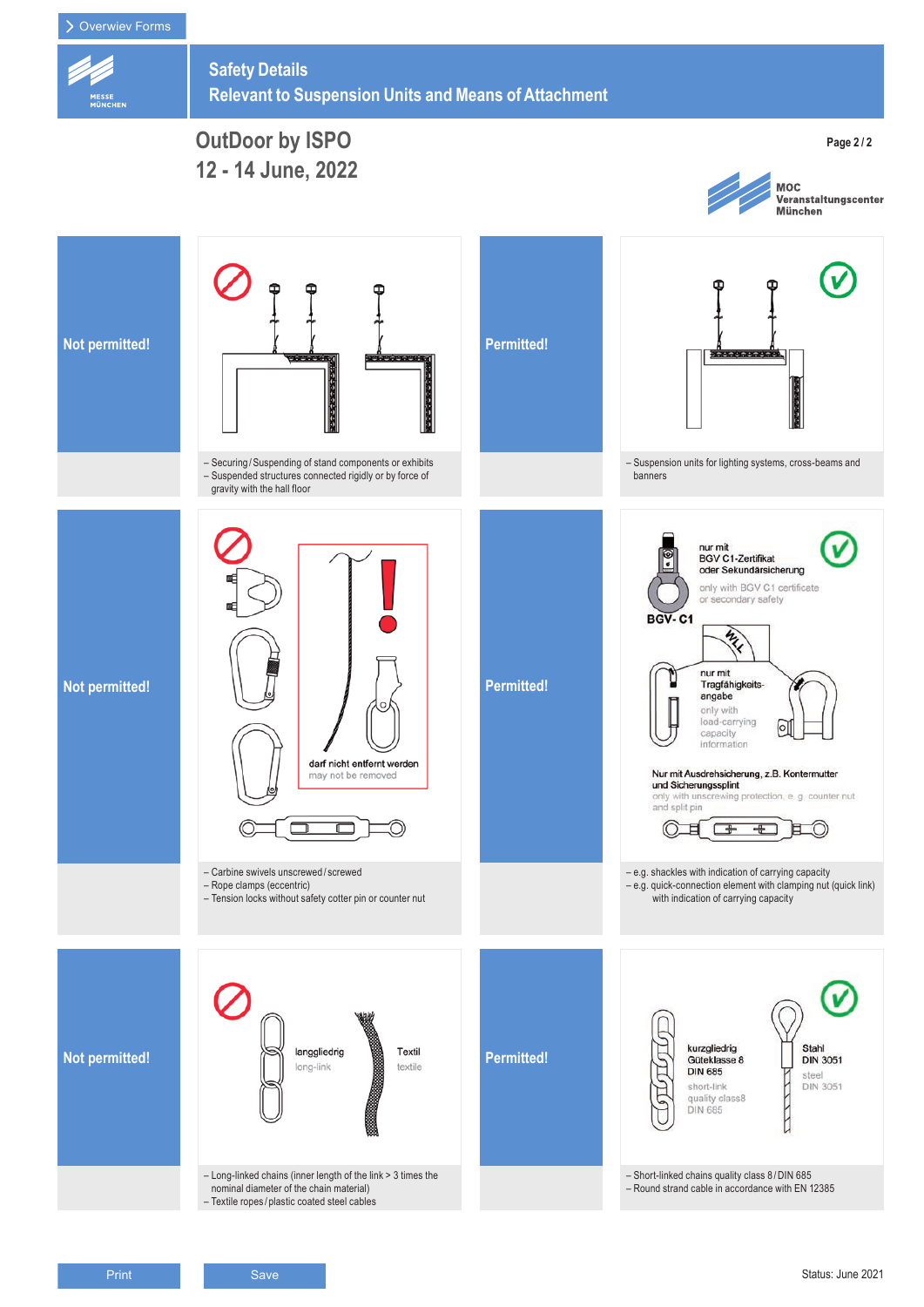> Overwiev Forms

# Safety Details
## Relevant to Suspension Units and Means of Attachment

## OutDoor by ISPO
## 12 - 14 June, 2022

MOC Veranstaltungscenter München

**Not permitted!**

– Securing / Suspending of stand components or exhibits
– Suspended structures connected rigidly or by force of gravity with the hall floor

**Permitted!**

– Suspension units for lighting systems, cross-beams and banners

**Not permitted!**

darf nicht entfernt werden
may not be removed

– Carbine swivels unscrewed / screwed
– Rope clamps (eccentric)
– Tension locks without safety cotter pin or counter nut

**Permitted!**

nur mit BGV C1-Zertifikat oder Sekundärsicherung
only with BGV C1 certificate or secondary safety

BGV- C1

WLL

nur mit Tragfähigkeitsangabe
only with load-carrying capacity information

Nur mit Ausdrehsicherung, z.B. Kontermutter und Sicherungssplint
only with unscrewing protection, e. g. counter nut and split pin

– e.g. shackles with indication of carrying capacity
– e.g. quick-connection element with clamping nut (quick link) with indication of carrying capacity

**Not permitted!**

langgliedrig
long-link

Textil
textile

– Long-linked chains (inner length of the link > 3 times the nominal diameter of the chain material)
– Textile ropes / plastic coated steel cables

**Permitted!**

kurzgliedrig Güteklasse 8 DIN 685
short-link quality class8 DIN 685

Stahl DIN 3051
steel DIN 3051

– Short-linked chains quality class 8 / DIN 685
– Round strand cable in accordance with EN 12385

Print | Save

Status: June 2021